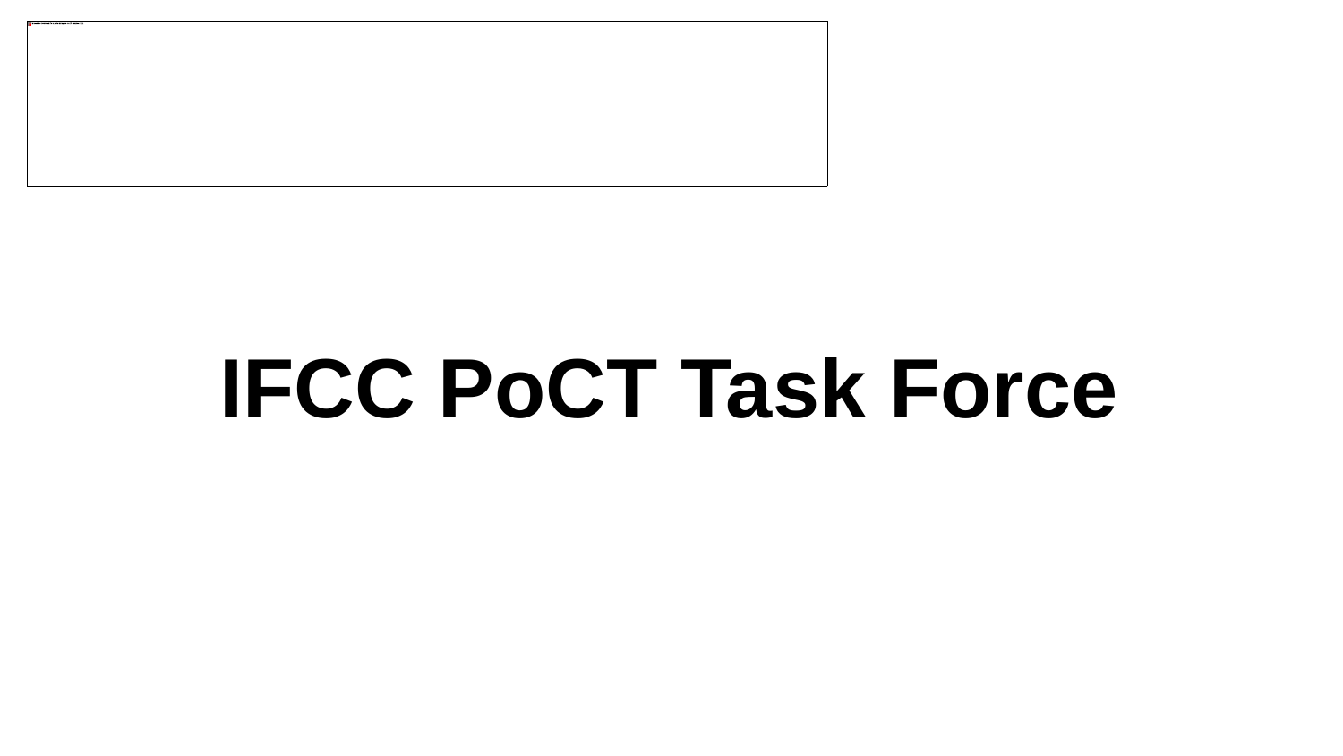# IFCC PoCT Task Force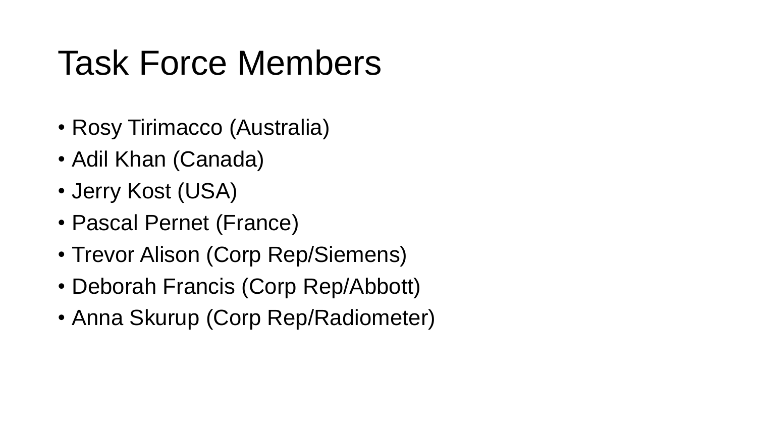# Task Force Members

- Rosy Tirimacco (Australia)
- Adil Khan (Canada)
- Jerry Kost (USA)
- Pascal Pernet (France)
- Trevor Alison (Corp Rep/Siemens)
- Deborah Francis (Corp Rep/Abbott)
- Anna Skurup (Corp Rep/Radiometer)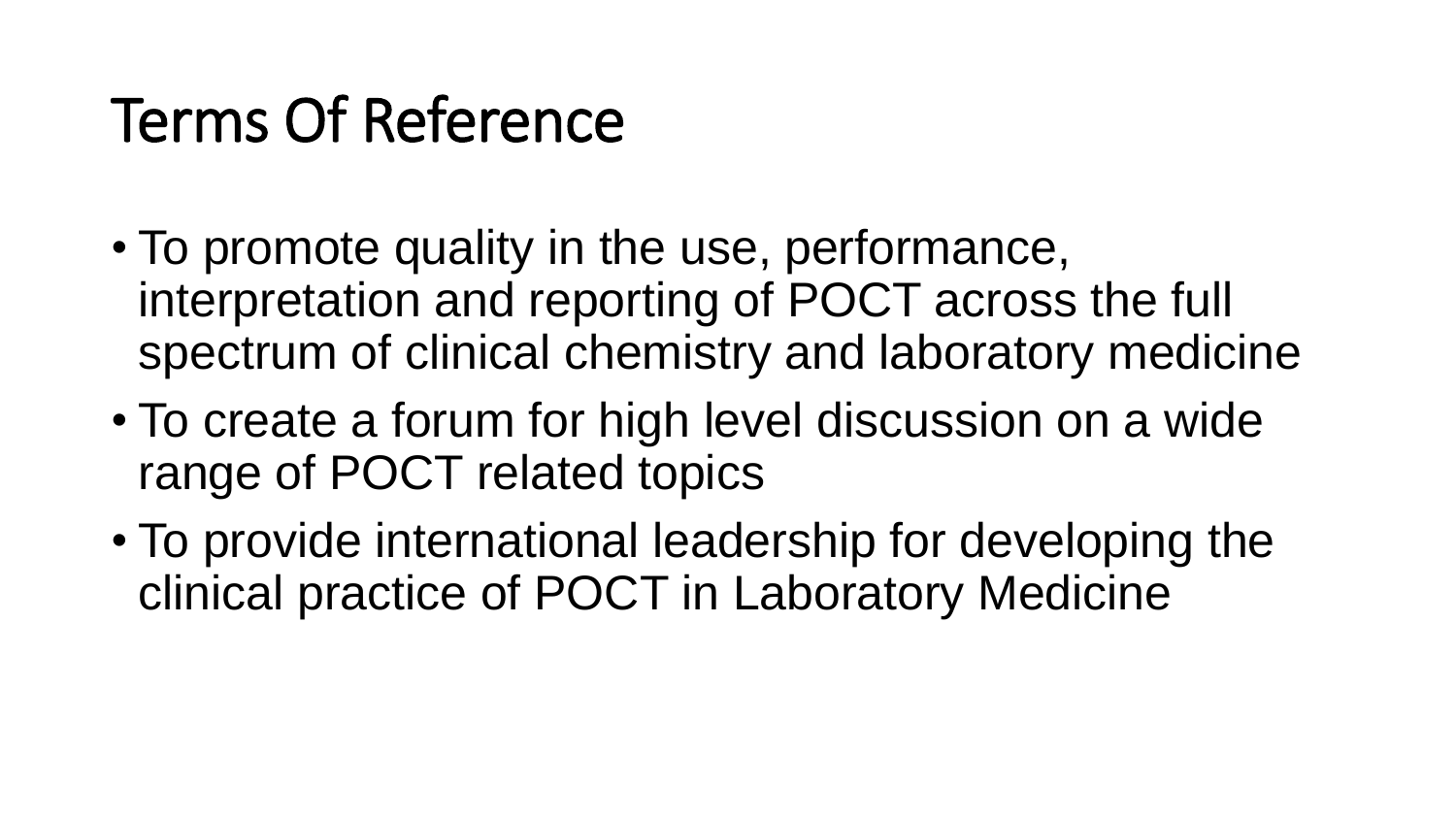# Terms Of Reference

- To promote quality in the use, performance, interpretation and reporting of POCT across the full spectrum of clinical chemistry and laboratory medicine
- To create a forum for high level discussion on a wide range of POCT related topics
- To provide international leadership for developing the clinical practice of POCT in Laboratory Medicine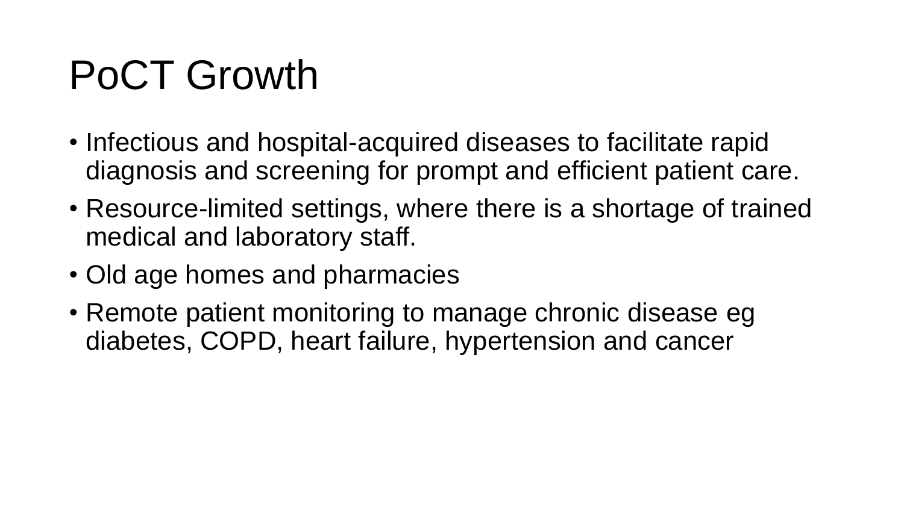# PoCT Growth

- Infectious and hospital-acquired diseases to facilitate rapid diagnosis and screening for prompt and efficient patient care.
- Resource-limited settings, where there is a shortage of trained medical and laboratory staff.
- Old age homes and pharmacies
- Remote patient monitoring to manage chronic disease eg diabetes, COPD, heart failure, hypertension and cancer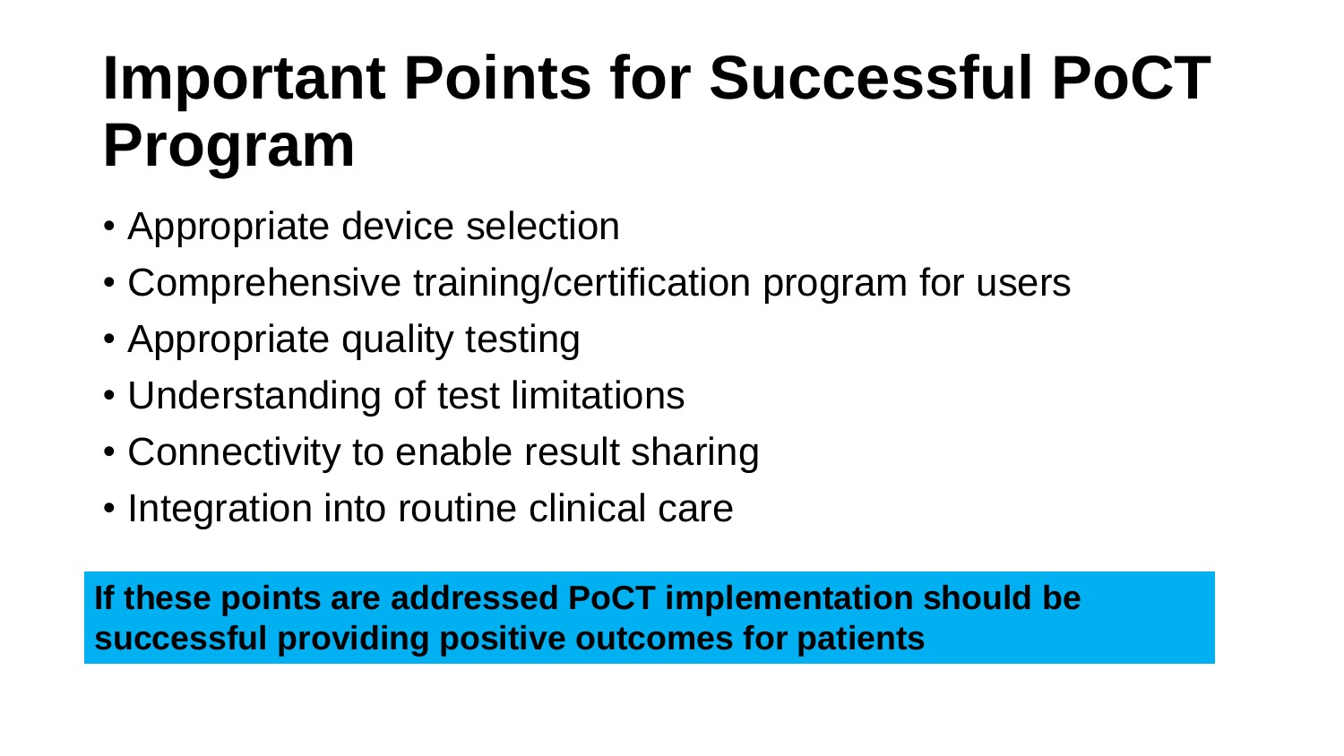# Important Points for Successful PoCT Program

- Appropriate device selection
- Comprehensive training/certification program for users
- Appropriate quality testing
- Understanding of test limitations
- Connectivity to enable result sharing
- Integration into routine clinical care

**If these points are addressed PoCT implementation should be successful providing positive outcomes for patients**